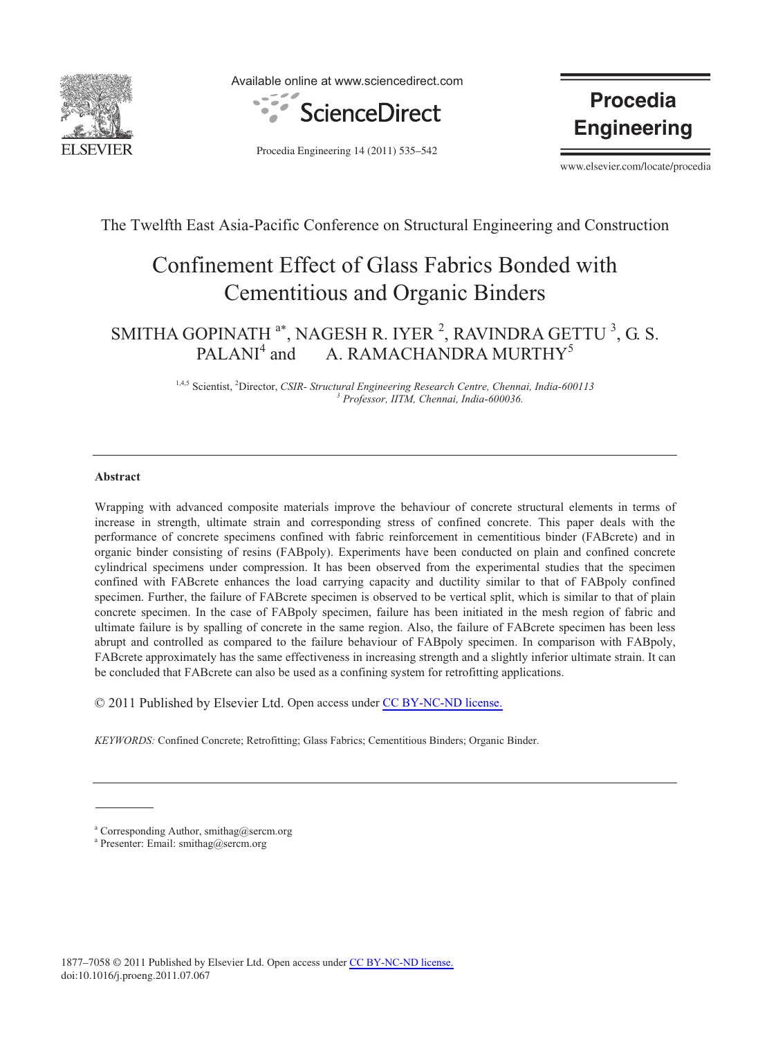The Twelfth East Asia-Pacific Conference on Structural Engineering and Construction

# Confinement Effect of Glass Fabrics Bonded with Cementitious and Organic Binders

SMITHA GOPINATH [a*], NAGESH R. IYER [2], RAVINDRA GETTU [3], G. S. PALANI[4] and A. RAMACHANDRA MURTHY[5]

[1,4,5] Scientist, [2]Director, *CSIR- Structural Engineering Research Centre, Chennai, India-600113*
[3] *Professor, IITM, Chennai, India-600036.*

---

**Abstract**

Wrapping with advanced composite materials improve the behaviour of concrete structural elements in terms of increase in strength, ultimate strain and corresponding stress of confined concrete. This paper deals with the performance of concrete specimens confined with fabric reinforcement in cementitious binder (FABcrete) and in organic binder consisting of resins (FABpoly). Experiments have been conducted on plain and confined concrete cylindrical specimens under compression. It has been observed from the experimental studies that the specimen confined with FABcrete enhances the load carrying capacity and ductility similar to that of FABpoly confined specimen. Further, the failure of FABcrete specimen is observed to be vertical split, which is similar to that of plain concrete specimen. In the case of FABpoly specimen, failure has been initiated in the mesh region of fabric and ultimate failure is by spalling of concrete in the same region. Also, the failure of FABcrete specimen has been less abrupt and controlled as compared to the failure behaviour of FABpoly specimen. In comparison with FABpoly, FABcrete approximately has the same effectiveness in increasing strength and a slightly inferior ultimate strain. It can be concluded that FABcrete can also be used as a confining system for retrofitting applications.

© 2011 Published by Elsevier Ltd. Open access under CC BY-NC-ND license.

*KEYWORDS:* Confined Concrete; Retrofitting; Glass Fabrics; Cementitious Binders; Organic Binder.

---

[a] Corresponding Author, smithag@sercm.org
[a] Presenter: Email: smithag@sercm.org

1877–7058 © 2011 Published by Elsevier Ltd. Open access under CC BY-NC-ND license.
doi:10.1016/j.proeng.2011.07.067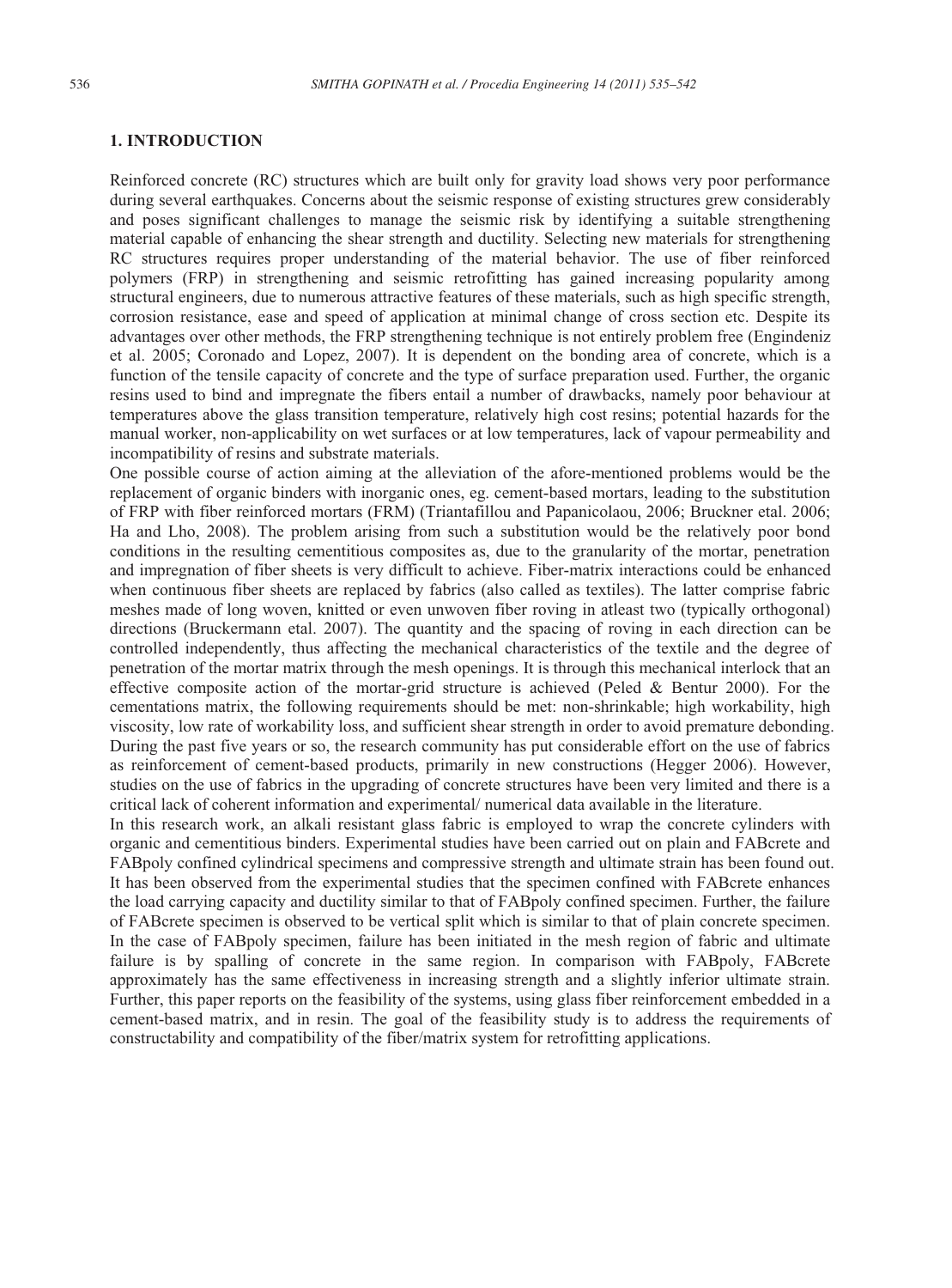## 1. INTRODUCTION

Reinforced concrete (RC) structures which are built only for gravity load shows very poor performance during several earthquakes. Concerns about the seismic response of existing structures grew considerably and poses significant challenges to manage the seismic risk by identifying a suitable strengthening material capable of enhancing the shear strength and ductility. Selecting new materials for strengthening RC structures requires proper understanding of the material behavior. The use of fiber reinforced polymers (FRP) in strengthening and seismic retrofitting has gained increasing popularity among structural engineers, due to numerous attractive features of these materials, such as high specific strength, corrosion resistance, ease and speed of application at minimal change of cross section etc. Despite its advantages over other methods, the FRP strengthening technique is not entirely problem free (Engindeniz et al. 2005; Coronado and Lopez, 2007). It is dependent on the bonding area of concrete, which is a function of the tensile capacity of concrete and the type of surface preparation used. Further, the organic resins used to bind and impregnate the fibers entail a number of drawbacks, namely poor behaviour at temperatures above the glass transition temperature, relatively high cost resins; potential hazards for the manual worker, non-applicability on wet surfaces or at low temperatures, lack of vapour permeability and incompatibility of resins and substrate materials.

One possible course of action aiming at the alleviation of the afore-mentioned problems would be the replacement of organic binders with inorganic ones, eg. cement-based mortars, leading to the substitution of FRP with fiber reinforced mortars (FRM) (Triantafillou and Papanicolaou, 2006; Bruckner etal. 2006; Ha and Lho, 2008). The problem arising from such a substitution would be the relatively poor bond conditions in the resulting cementitious composites as, due to the granularity of the mortar, penetration and impregnation of fiber sheets is very difficult to achieve. Fiber-matrix interactions could be enhanced when continuous fiber sheets are replaced by fabrics (also called as textiles). The latter comprise fabric meshes made of long woven, knitted or even unwoven fiber roving in atleast two (typically orthogonal) directions (Bruckermann etal. 2007). The quantity and the spacing of roving in each direction can be controlled independently, thus affecting the mechanical characteristics of the textile and the degree of penetration of the mortar matrix through the mesh openings. It is through this mechanical interlock that an effective composite action of the mortar-grid structure is achieved (Peled & Bentur 2000). For the cementations matrix, the following requirements should be met: non-shrinkable; high workability, high viscosity, low rate of workability loss, and sufficient shear strength in order to avoid premature debonding. During the past five years or so, the research community has put considerable effort on the use of fabrics as reinforcement of cement-based products, primarily in new constructions (Hegger 2006). However, studies on the use of fabrics in the upgrading of concrete structures have been very limited and there is a critical lack of coherent information and experimental/ numerical data available in the literature.

In this research work, an alkali resistant glass fabric is employed to wrap the concrete cylinders with organic and cementitious binders. Experimental studies have been carried out on plain and FABcrete and FABpoly confined cylindrical specimens and compressive strength and ultimate strain has been found out. It has been observed from the experimental studies that the specimen confined with FABcrete enhances the load carrying capacity and ductility similar to that of FABpoly confined specimen. Further, the failure of FABcrete specimen is observed to be vertical split which is similar to that of plain concrete specimen. In the case of FABpoly specimen, failure has been initiated in the mesh region of fabric and ultimate failure is by spalling of concrete in the same region. In comparison with FABpoly, FABcrete approximately has the same effectiveness in increasing strength and a slightly inferior ultimate strain. Further, this paper reports on the feasibility of the systems, using glass fiber reinforcement embedded in a cement-based matrix, and in resin. The goal of the feasibility study is to address the requirements of constructability and compatibility of the fiber/matrix system for retrofitting applications.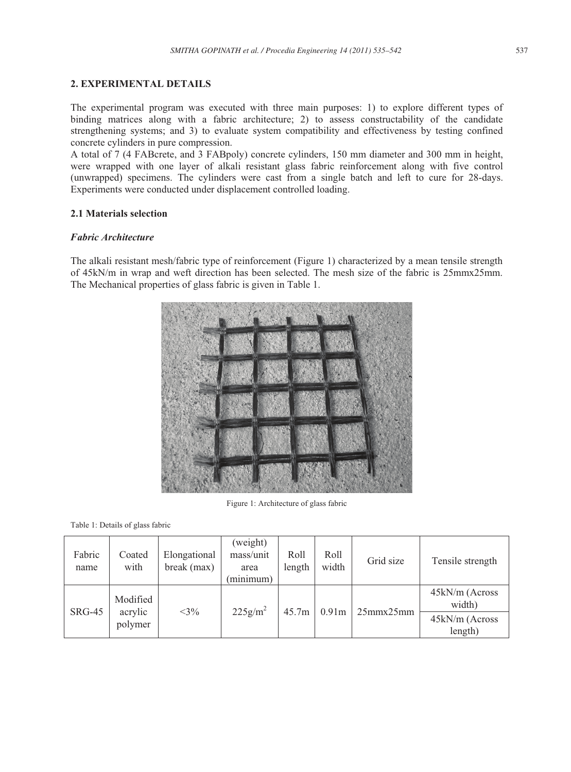## 2. EXPERIMENTAL DETAILS

The experimental program was executed with three main purposes: 1) to explore different types of binding matrices along with a fabric architecture; 2) to assess constructability of the candidate strengthening systems; and 3) to evaluate system compatibility and effectiveness by testing confined concrete cylinders in pure compression.

A total of 7 (4 FABcrete, and 3 FABpoly) concrete cylinders, 150 mm diameter and 300 mm in height, were wrapped with one layer of alkali resistant glass fabric reinforcement along with five control (unwrapped) specimens. The cylinders were cast from a single batch and left to cure for 28-days. Experiments were conducted under displacement controlled loading.

### 2.1 Materials selection

#### *Fabric Architecture*

The alkali resistant mesh/fabric type of reinforcement (Figure 1) characterized by a mean tensile strength of 45kN/m in wrap and weft direction has been selected. The mesh size of the fabric is 25mmx25mm. The Mechanical properties of glass fabric is given in Table 1.

Figure 1: Architecture of glass fabric

Table 1: Details of glass fabric

| Fabric name | Coated with | Elongational break (max) | (weight) mass/unit area (minimum) | Roll length | Roll width | Grid size | Tensile strength |
|---|---|---|---|---|---|---|---|
| SRG-45 | Modified acrylic polymer | <3% | $225g/m^2$ | 45.7m | 0.91m | 25mmx25mm | 45kN/m (Across width) |
| | | | | | | | 45kN/m (Across length) |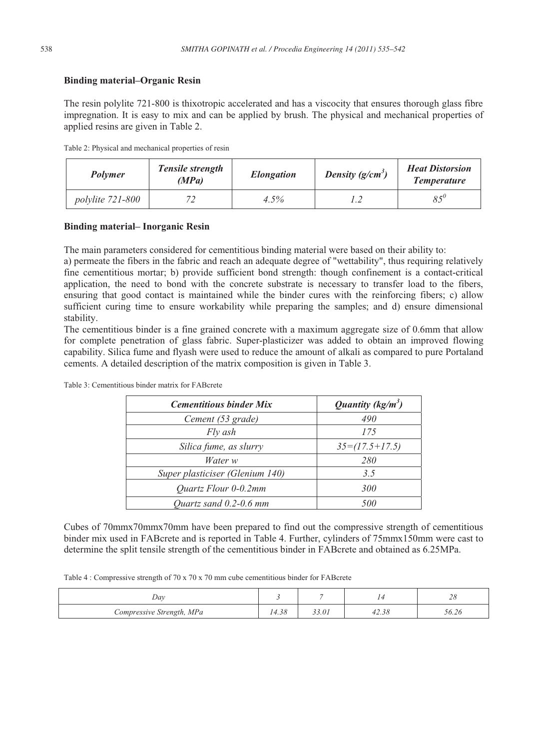**Binding material–Organic Resin**

The resin polylite 721-800 is thixotropic accelerated and has a viscocity that ensures thorough glass fibre impregnation. It is easy to mix and can be applied by brush. The physical and mechanical properties of applied resins are given in Table 2.

Table 2: Physical and mechanical properties of resin

| *Polymer* | *Tensile strength (MPa)* | *Elongation* | *Density ($g/cm^3$)* | *Heat Distorsion Temperature* |
|---|---|---|---|---|
| *polylite 721-800* | *72* | *4.5%* | *1.2* | *$85^0$* |

**Binding material– Inorganic Resin**

The main parameters considered for cementitious binding material were based on their ability to:

a) permeate the fibers in the fabric and reach an adequate degree of "wettability", thus requiring relatively fine cementitious mortar; b) provide sufficient bond strength: though confinement is a contact-critical application, the need to bond with the concrete substrate is necessary to transfer load to the fibers, ensuring that good contact is maintained while the binder cures with the reinforcing fibers; c) allow sufficient curing time to ensure workability while preparing the samples; and d) ensure dimensional stability.

The cementitious binder is a fine grained concrete with a maximum aggregate size of 0.6mm that allow for complete penetration of glass fabric. Super-plasticizer was added to obtain an improved flowing capability. Silica fume and flyash were used to reduce the amount of alkali as compared to pure Portaland cements. A detailed description of the matrix composition is given in Table 3.

Table 3: Cementitious binder matrix for FABcrete

| *Cementitious binder Mix* | *Quantity ($kg/m^3$)* |
|---|---|
| *Cement (53 grade)* | *490* |
| *Fly ash* | *175* |
| *Silica fume, as slurry* | *35=(17.5+17.5)* |
| *Water w* | *280* |
| *Super plasticiser (Glenium 140)* | *3.5* |
| *Quartz Flour 0-0.2mm* | *300* |
| *Quartz sand 0.2-0.6 mm* | *500* |

Cubes of 70mmx70mmx70mm have been prepared to find out the compressive strength of cementitious binder mix used in FABcrete and is reported in Table 4. Further, cylinders of 75mmx150mm were cast to determine the split tensile strength of the cementitious binder in FABcrete and obtained as 6.25MPa.

Table 4 : Compressive strength of 70 x 70 x 70 mm cube cementitious binder for FABcrete

| *Day* | *3* | *7* | *14* | *28* |
|---|---|---|---|---|
| *Compressive Strength, MPa* | *14.38* | *33.01* | *42.38* | *56.26* |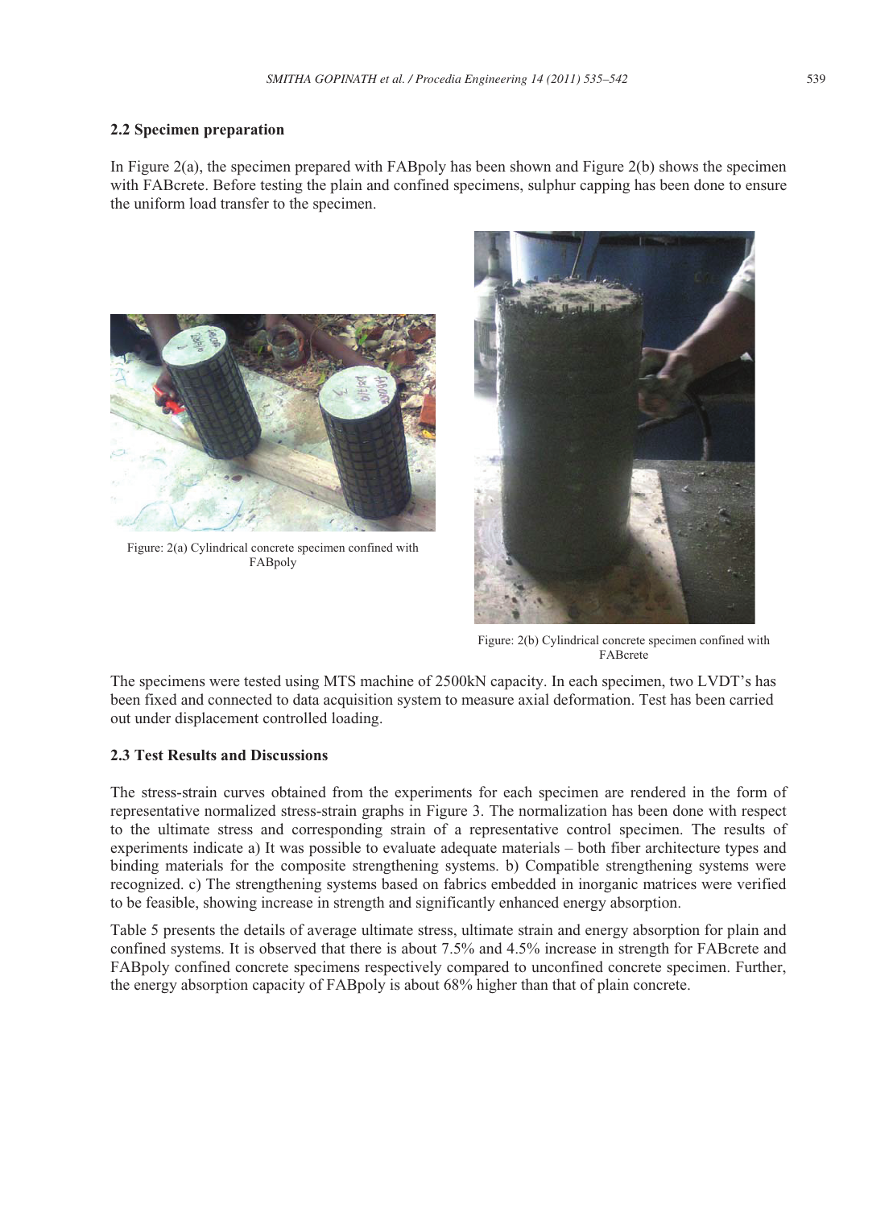## 2.2 Specimen preparation

In Figure 2(a), the specimen prepared with FABpoly has been shown and Figure 2(b) shows the specimen with FABcrete. Before testing the plain and confined specimens, sulphur capping has been done to ensure the uniform load transfer to the specimen.

Figure: 2(a) Cylindrical concrete specimen confined with FABpoly

Figure: 2(b) Cylindrical concrete specimen confined with FABcrete

The specimens were tested using MTS machine of 2500kN capacity. In each specimen, two LVDT's has been fixed and connected to data acquisition system to measure axial deformation. Test has been carried out under displacement controlled loading.

## 2.3 Test Results and Discussions

The stress-strain curves obtained from the experiments for each specimen are rendered in the form of representative normalized stress-strain graphs in Figure 3. The normalization has been done with respect to the ultimate stress and corresponding strain of a representative control specimen. The results of experiments indicate a) It was possible to evaluate adequate materials – both fiber architecture types and binding materials for the composite strengthening systems. b) Compatible strengthening systems were recognized. c) The strengthening systems based on fabrics embedded in inorganic matrices were verified to be feasible, showing increase in strength and significantly enhanced energy absorption.

Table 5 presents the details of average ultimate stress, ultimate strain and energy absorption for plain and confined systems. It is observed that there is about 7.5% and 4.5% increase in strength for FABcrete and FABpoly confined concrete specimens respectively compared to unconfined concrete specimen. Further, the energy absorption capacity of FABpoly is about 68% higher than that of plain concrete.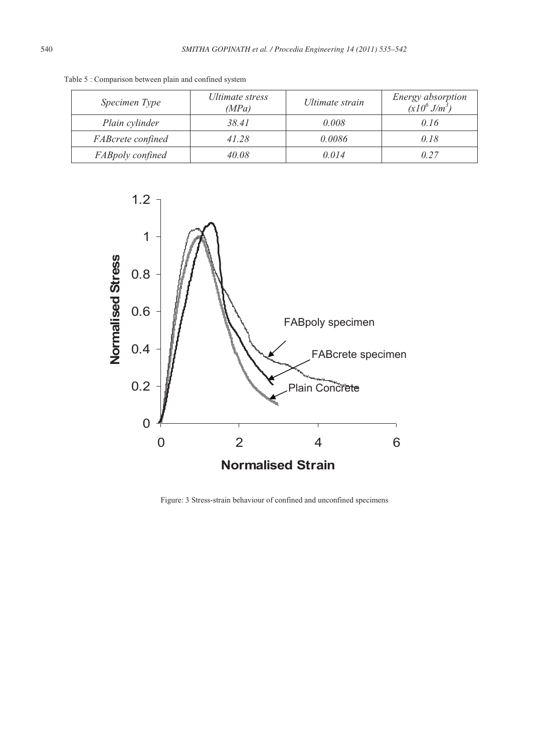Table 5 : Comparison between plain and confined system

| *Specimen Type* | *Ultimate stress (MPa)* | *Ultimate strain* | *Energy absorption ($x10^6$ $J/m^3$)* |
|---|---|---|---|
| *Plain cylinder* | *38.41* | *0.008* | *0.16* |
| *FABcrete confined* | *41.28* | *0.0086* | *0.18* |
| *FABpoly confined* | *40.08* | *0.014* | *0.27* |

Figure: 3 Stress-strain behaviour of confined and unconfined specimens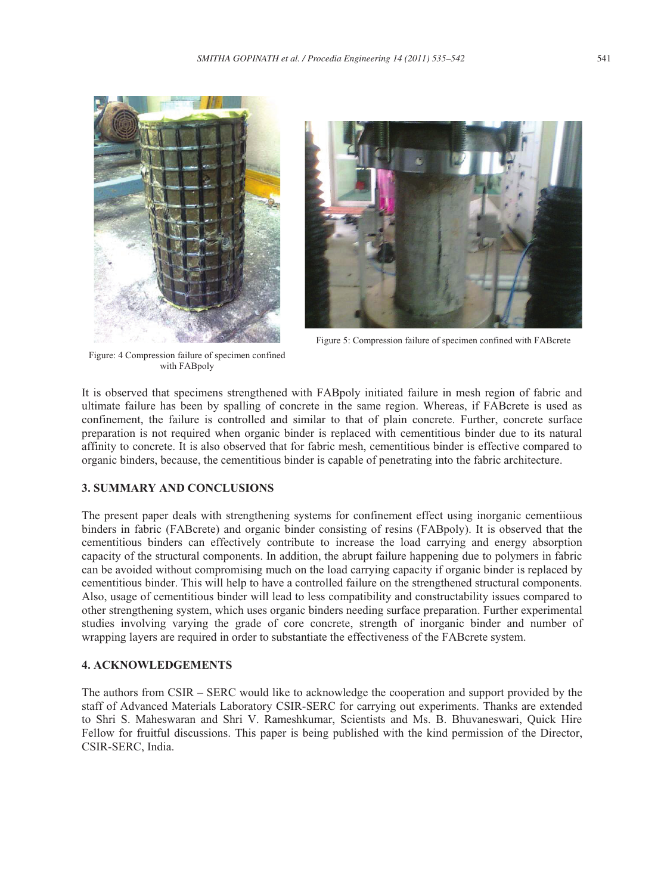Figure: 4 Compression failure of specimen confined with FABpoly

Figure 5: Compression failure of specimen confined with FABcrete

It is observed that specimens strengthened with FABpoly initiated failure in mesh region of fabric and ultimate failure has been by spalling of concrete in the same region. Whereas, if FABcrete is used as confinement, the failure is controlled and similar to that of plain concrete. Further, concrete surface preparation is not required when organic binder is replaced with cementitious binder due to its natural affinity to concrete. It is also observed that for fabric mesh, cementitious binder is effective compared to organic binders, because, the cementitious binder is capable of penetrating into the fabric architecture.

## 3. SUMMARY AND CONCLUSIONS

The present paper deals with strengthening systems for confinement effect using inorganic cementiious binders in fabric (FABcrete) and organic binder consisting of resins (FABpoly). It is observed that the cementitious binders can effectively contribute to increase the load carrying and energy absorption capacity of the structural components. In addition, the abrupt failure happening due to polymers in fabric can be avoided without compromising much on the load carrying capacity if organic binder is replaced by cementitious binder. This will help to have a controlled failure on the strengthened structural components. Also, usage of cementitious binder will lead to less compatibility and constructability issues compared to other strengthening system, which uses organic binders needing surface preparation. Further experimental studies involving varying the grade of core concrete, strength of inorganic binder and number of wrapping layers are required in order to substantiate the effectiveness of the FABcrete system.

## 4. ACKNOWLEDGEMENTS

The authors from CSIR – SERC would like to acknowledge the cooperation and support provided by the staff of Advanced Materials Laboratory CSIR-SERC for carrying out experiments. Thanks are extended to Shri S. Maheswaran and Shri V. Rameshkumar, Scientists and Ms. B. Bhuvaneswari, Quick Hire Fellow for fruitful discussions. This paper is being published with the kind permission of the Director, CSIR-SERC, India.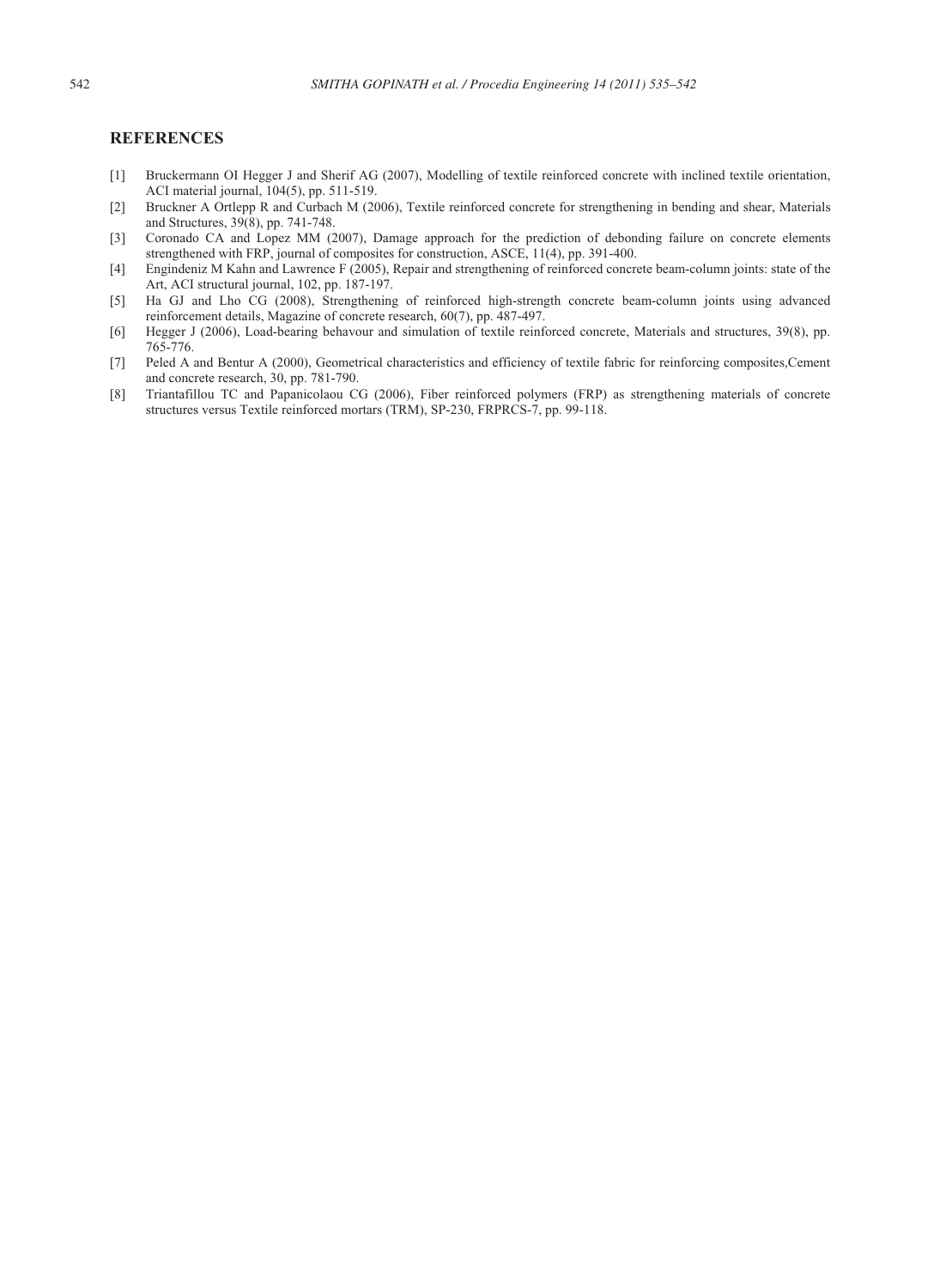## REFERENCES

[1] Bruckermann OI Hegger J and Sherif AG (2007), Modelling of textile reinforced concrete with inclined textile orientation, ACI material journal, 104(5), pp. 511-519.

[2] Bruckner A Ortlepp R and Curbach M (2006), Textile reinforced concrete for strengthening in bending and shear, Materials and Structures, 39(8), pp. 741-748.

[3] Coronado CA and Lopez MM (2007), Damage approach for the prediction of debonding failure on concrete elements strengthened with FRP, journal of composites for construction, ASCE, 11(4), pp. 391-400.

[4] Engindeniz M Kahn and Lawrence F (2005), Repair and strengthening of reinforced concrete beam-column joints: state of the Art, ACI structural journal, 102, pp. 187-197.

[5] Ha GJ and Lho CG (2008), Strengthening of reinforced high-strength concrete beam-column joints using advanced reinforcement details, Magazine of concrete research, 60(7), pp. 487-497.

[6] Hegger J (2006), Load-bearing behavour and simulation of textile reinforced concrete, Materials and structures, 39(8), pp. 765-776.

[7] Peled A and Bentur A (2000), Geometrical characteristics and efficiency of textile fabric for reinforcing composites,Cement and concrete research, 30, pp. 781-790.

[8] Triantafillou TC and Papanicolaou CG (2006), Fiber reinforced polymers (FRP) as strengthening materials of concrete structures versus Textile reinforced mortars (TRM), SP-230, FRPRCS-7, pp. 99-118.